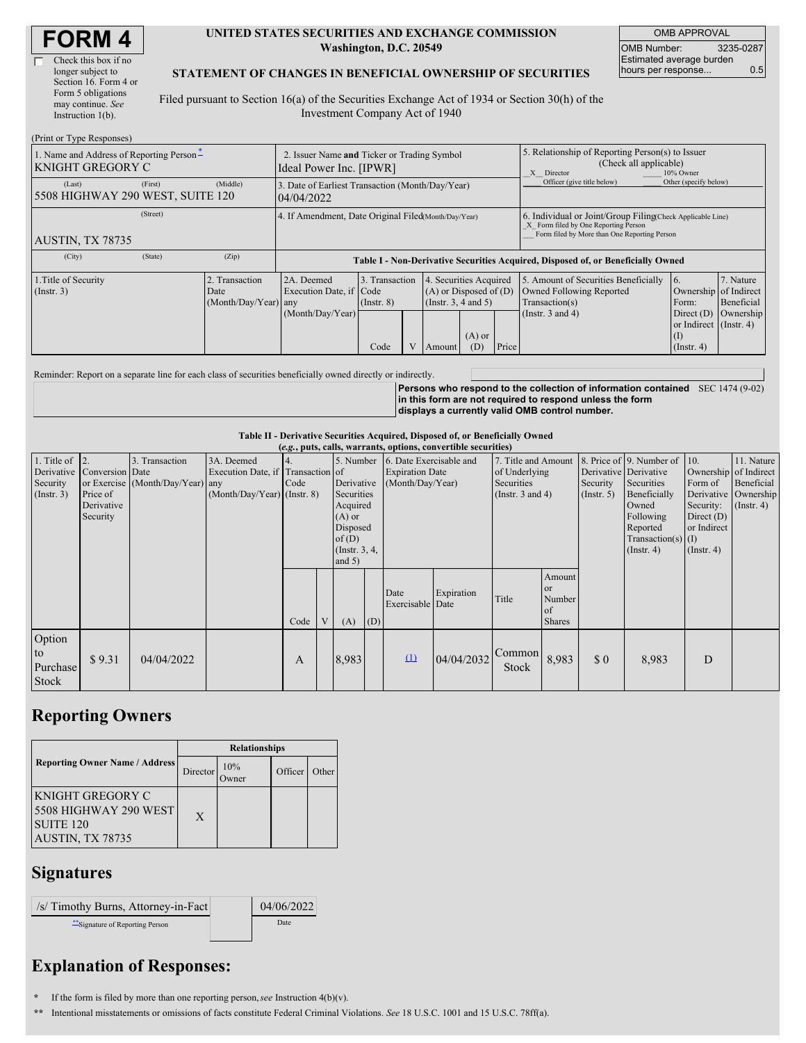# FORM 4

☐ Check this box if no longer subject to Section 16. Form 4 or Form 5 obligations may continue. *See* Instruction 1(b).

**UNITED STATES SECURITIES AND EXCHANGE COMMISSION**
**Washington, D.C. 20549**

**STATEMENT OF CHANGES IN BENEFICIAL OWNERSHIP OF SECURITIES**

Filed pursuant to Section 16(a) of the Securities Exchange Act of 1934 or Section 30(h) of the Investment Company Act of 1940

| OMB APPROVAL | |
|---|---|
| OMB Number: | 3235-0287 |
| Estimated average burden hours per response... | 0.5 |

(Print or Type Responses)

| 1. Name and Address of Reporting Person* | 2. Issuer Name **and** Ticker or Trading Symbol | 5. Relationship of Reporting Person(s) to Issuer (Check all applicable) |
|---|---|---|
| KNIGHT GREGORY C | Ideal Power Inc. [IPWR] | _X_ Director ___ 10% Owner ___ Officer (give title below) ___ Other (specify below) |
| (Last) (First) (Middle) 5508 HIGHWAY 290 WEST, SUITE 120 | 3. Date of Earliest Transaction (Month/Day/Year) 04/04/2022 | |
| (Street) AUSTIN, TX 78735 | 4. If Amendment, Date Original Filed(Month/Day/Year) | 6. Individual or Joint/Group Filing(Check Applicable Line) _X_ Form filed by One Reporting Person ___ Form filed by More than One Reporting Person |
| (City) (State) (Zip) | | |

**Table I - Non-Derivative Securities Acquired, Disposed of, or Beneficially Owned**

| 1.Title of Security (Instr. 3) | 2. Transaction Date (Month/Day/Year) | 2A. Deemed Execution Date, if any (Month/Day/Year) | 3. Transaction Code (Instr. 8) | | 4. Securities Acquired (A) or Disposed of (D) (Instr. 3, 4 and 5) | | | 5. Amount of Securities Beneficially Owned Following Reported Transaction(s) (Instr. 3 and 4) | 6. Ownership Form: Direct (D) or Indirect (I) (Instr. 4) | 7. Nature of Indirect Beneficial Ownership (Instr. 4) |
|---|---|---|---|---|---|---|---|---|---|---|
| | | | Code | V | Amount | (A) or (D) | Price | | | |

Reminder: Report on a separate line for each class of securities beneficially owned directly or indirectly.

**Persons who respond to the collection of information contained in this form are not required to respond unless the form displays a currently valid OMB control number.** SEC 1474 (9-02)

**Table II - Derivative Securities Acquired, Disposed of, or Beneficially Owned**
***(e.g.*, puts, calls, warrants, options, convertible securities)**

| 1. Title of Derivative Security (Instr. 3) | 2. Conversion or Exercise Price of Derivative Security | 3. Transaction Date (Month/Day/Year) | 3A. Deemed Execution Date, if any (Month/Day/Year) | 4. Transaction Code (Instr. 8) | | 5. Number of Derivative Securities Acquired (A) or Disposed of (D) (Instr. 3, 4, and 5) | | 6. Date Exercisable and Expiration Date (Month/Day/Year) | | 7. Title and Amount of Underlying Securities (Instr. 3 and 4) | | 8. Price of Derivative Security (Instr. 5) | 9. Number of Derivative Securities Beneficially Owned Following Reported Transaction(s) (Instr. 4) | 10. Ownership Form of Derivative Security: Direct (D) or Indirect (I) (Instr. 4) | 11. Nature of Indirect Beneficial Ownership (Instr. 4) |
|---|---|---|---|---|---|---|---|---|---|---|---|---|---|---|---|
| | | | | Code | V | (A) | (D) | Date Exercisable | Expiration Date | Title | Amount or Number of Shares | | | | |
| Option to Purchase Stock | $ 9.31 | 04/04/2022 | | A | | 8,983 | | (1) | 04/04/2032 | Common Stock | 8,983 | $ 0 | 8,983 | D | |

## Reporting Owners

| Reporting Owner Name / Address | Relationships | | | |
|---|---|---|---|---|
| | Director | 10% Owner | Officer | Other |
| KNIGHT GREGORY C 5508 HIGHWAY 290 WEST SUITE 120 AUSTIN, TX 78735 | X | | | |

## Signatures

| /s/ Timothy Burns, Attorney-in-Fact | 04/06/2022 |
|---|---|
| **Signature of Reporting Person | Date |

## Explanation of Responses:

\* If the form is filed by more than one reporting person, *see* Instruction 4(b)(v).

\*\* Intentional misstatements or omissions of facts constitute Federal Criminal Violations. *See* 18 U.S.C. 1001 and 15 U.S.C. 78ff(a).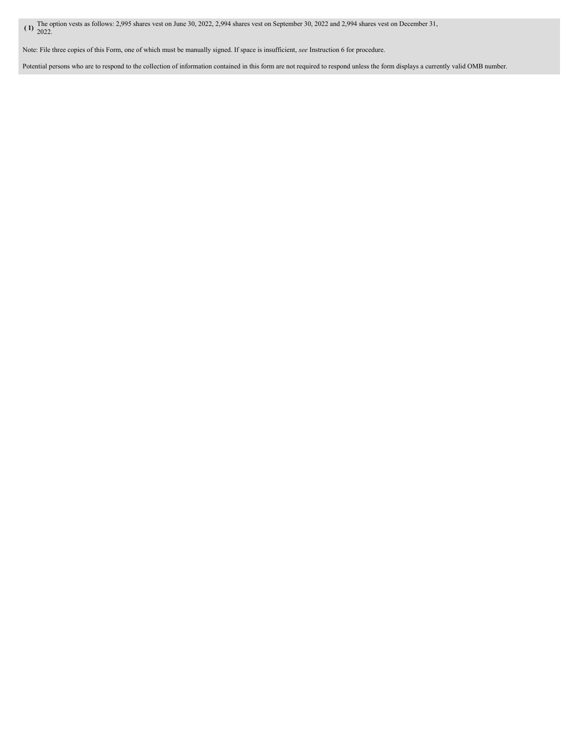(1) The option vests as follows: 2,995 shares vest on June 30, 2022, 2,994 shares vest on September 30, 2022 and 2,994 shares vest on December 31, 2022.

Note: File three copies of this Form, one of which must be manually signed. If space is insufficient, *see* Instruction 6 for procedure.

Potential persons who are to respond to the collection of information contained in this form are not required to respond unless the form displays a currently valid OMB number.